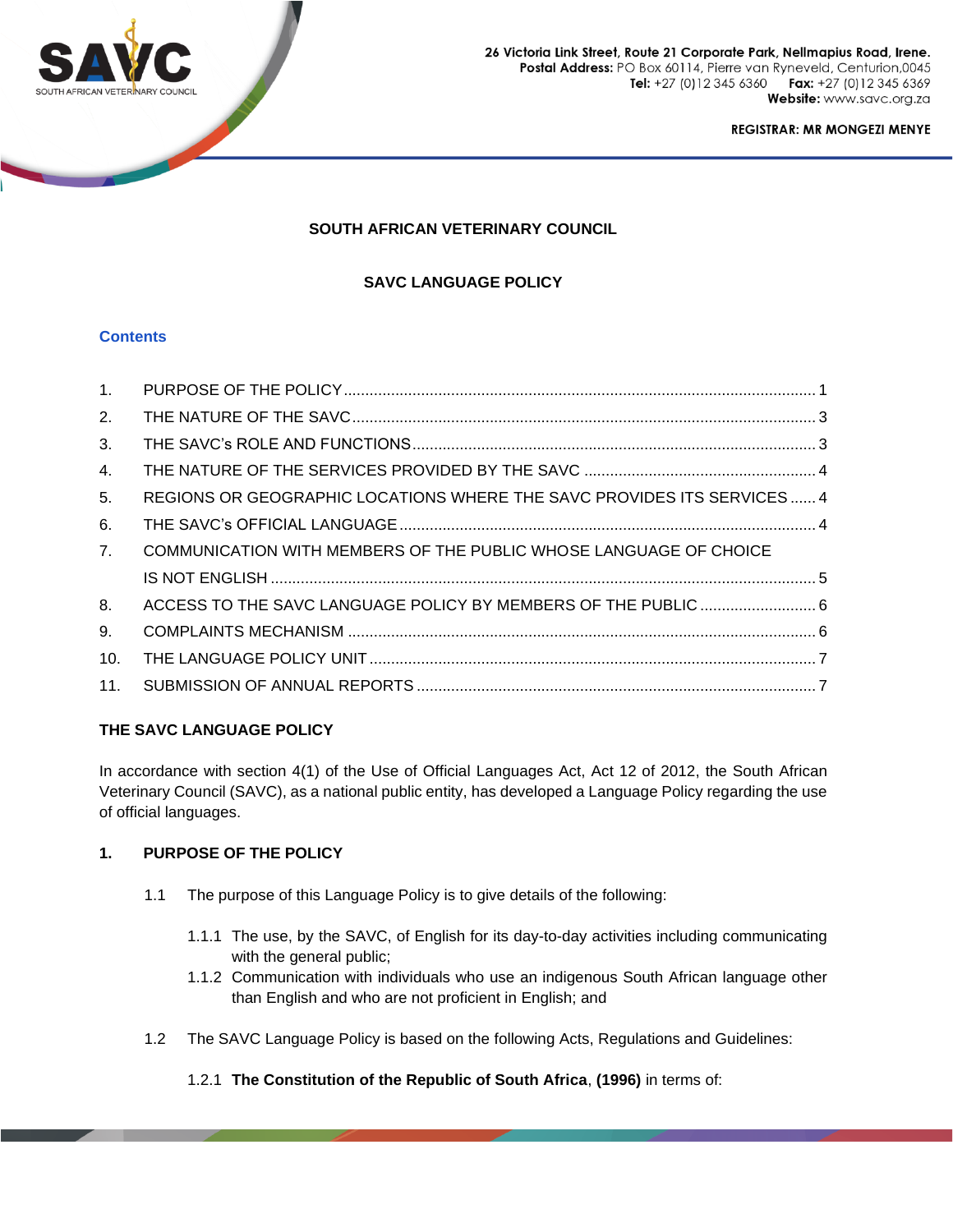SAVC
SOUTH AFRICAN VETERINARY COUNCIL

**26 Victoria Link Street, Route 21 Corporate Park, Nellmapius Road, Irene.**
**Postal Address:** PO Box 60114, Pierre van Ryneveld, Centurion,0045
**Tel:** +27 (0)12 345 6360 **Fax:** +27 (0)12 345 6369
**Website:** www.savc.org.za

**REGISTRAR: MR MONGEZI MENYE**

# SOUTH AFRICAN VETERINARY COUNCIL

## SAVC LANGUAGE POLICY

### Contents

1. PURPOSE OF THE POLICY ..... 1
2. THE NATURE OF THE SAVC ..... 3
3. THE SAVC's ROLE AND FUNCTIONS ..... 3
4. THE NATURE OF THE SERVICES PROVIDED BY THE SAVC ..... 4
5. REGIONS OR GEOGRAPHIC LOCATIONS WHERE THE SAVC PROVIDES ITS SERVICES ..... 4
6. THE SAVC's OFFICIAL LANGUAGE ..... 4
7. COMMUNICATION WITH MEMBERS OF THE PUBLIC WHOSE LANGUAGE OF CHOICE IS NOT ENGLISH ..... 5
8. ACCESS TO THE SAVC LANGUAGE POLICY BY MEMBERS OF THE PUBLIC ..... 6
9. COMPLAINTS MECHANISM ..... 6
10. THE LANGUAGE POLICY UNIT ..... 7
11. SUBMISSION OF ANNUAL REPORTS ..... 7

### THE SAVC LANGUAGE POLICY

In accordance with section 4(1) of the Use of Official Languages Act, Act 12 of 2012, the South African Veterinary Council (SAVC), as a national public entity, has developed a Language Policy regarding the use of official languages.

### 1. PURPOSE OF THE POLICY

1.1 The purpose of this Language Policy is to give details of the following:

1.1.1 The use, by the SAVC, of English for its day-to-day activities including communicating with the general public;

1.1.2 Communication with individuals who use an indigenous South African language other than English and who are not proficient in English; and

1.2 The SAVC Language Policy is based on the following Acts, Regulations and Guidelines:

1.2.1 **The Constitution of the Republic of South Africa**, **(1996)** in terms of: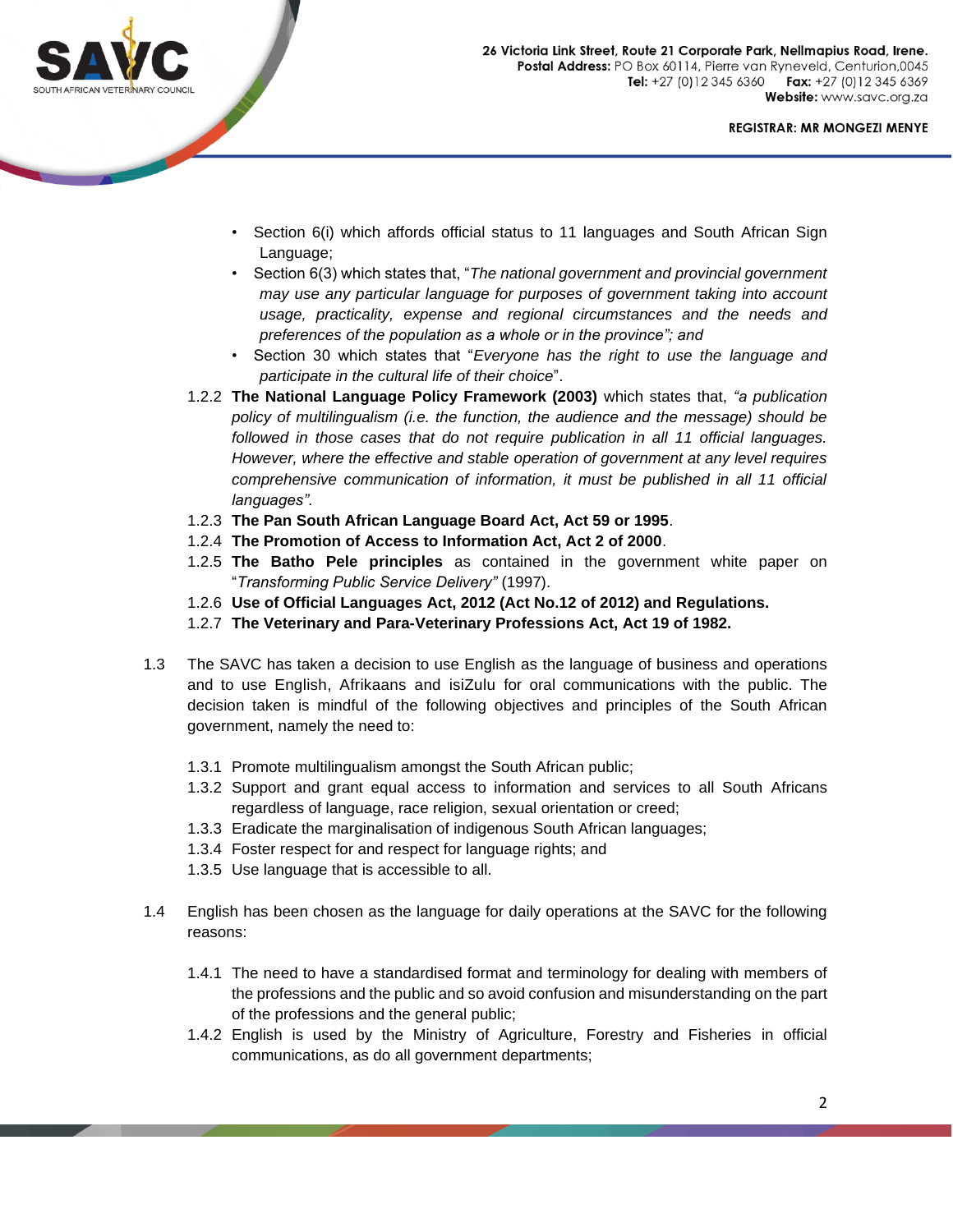- Section 6(i) which affords official status to 11 languages and South African Sign Language;
- Section 6(3) which states that, "*The national government and provincial government may use any particular language for purposes of government taking into account usage, practicality, expense and regional circumstances and the needs and preferences of the population as a whole or in the province"; and*
- Section 30 which states that "*Everyone has the right to use the language and participate in the cultural life of their choice*".

1.2.2 **The National Language Policy Framework (2003)** which states that, *"a publication policy of multilingualism (i.e. the function, the audience and the message) should be followed in those cases that do not require publication in all 11 official languages. However, where the effective and stable operation of government at any level requires comprehensive communication of information, it must be published in all 11 official languages".*

1.2.3 **The Pan South African Language Board Act, Act 59 or 1995**.

1.2.4 **The Promotion of Access to Information Act, Act 2 of 2000**.

1.2.5 **The Batho Pele principles** as contained in the government white paper on "*Transforming Public Service Delivery"* (1997).

1.2.6 **Use of Official Languages Act, 2012 (Act No.12 of 2012) and Regulations.**

1.2.7 **The Veterinary and Para-Veterinary Professions Act, Act 19 of 1982.**

1.3 The SAVC has taken a decision to use English as the language of business and operations and to use English, Afrikaans and isiZulu for oral communications with the public. The decision taken is mindful of the following objectives and principles of the South African government, namely the need to:

1.3.1 Promote multilingualism amongst the South African public;

1.3.2 Support and grant equal access to information and services to all South Africans regardless of language, race religion, sexual orientation or creed;

1.3.3 Eradicate the marginalisation of indigenous South African languages;

1.3.4 Foster respect for and respect for language rights; and

1.3.5 Use language that is accessible to all.

1.4 English has been chosen as the language for daily operations at the SAVC for the following reasons:

1.4.1 The need to have a standardised format and terminology for dealing with members of the professions and the public and so avoid confusion and misunderstanding on the part of the professions and the general public;

1.4.2 English is used by the Ministry of Agriculture, Forestry and Fisheries in official communications, as do all government departments;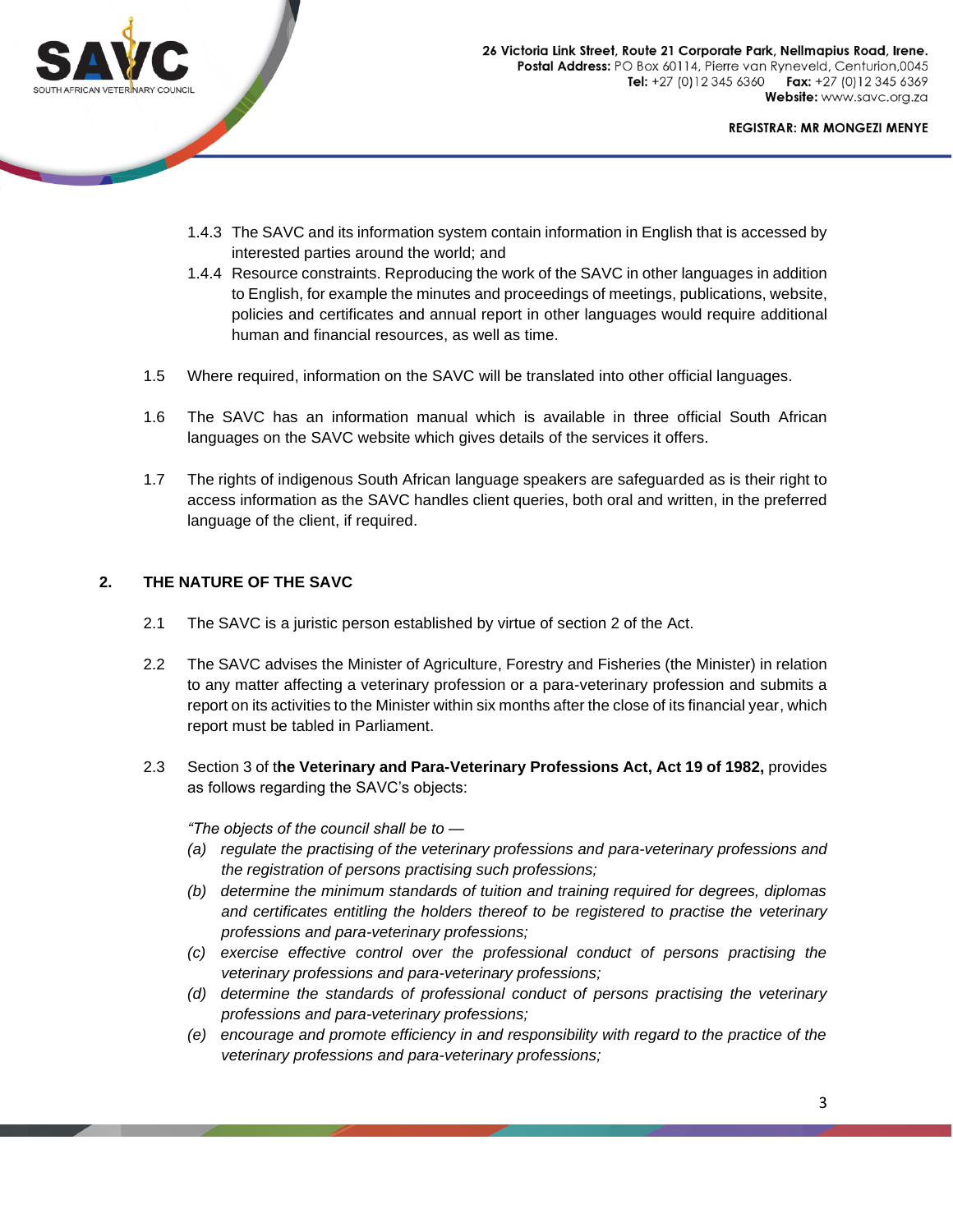1.4.3 The SAVC and its information system contain information in English that is accessed by interested parties around the world; and

1.4.4 Resource constraints. Reproducing the work of the SAVC in other languages in addition to English, for example the minutes and proceedings of meetings, publications, website, policies and certificates and annual report in other languages would require additional human and financial resources, as well as time.

1.5 Where required, information on the SAVC will be translated into other official languages.

1.6 The SAVC has an information manual which is available in three official South African languages on the SAVC website which gives details of the services it offers.

1.7 The rights of indigenous South African language speakers are safeguarded as is their right to access information as the SAVC handles client queries, both oral and written, in the preferred language of the client, if required.

## 2. THE NATURE OF THE SAVC

2.1 The SAVC is a juristic person established by virtue of section 2 of the Act.

2.2 The SAVC advises the Minister of Agriculture, Forestry and Fisheries (the Minister) in relation to any matter affecting a veterinary profession or a para-veterinary profession and submits a report on its activities to the Minister within six months after the close of its financial year, which report must be tabled in Parliament.

2.3 Section 3 of t**he Veterinary and Para-Veterinary Professions Act, Act 19 of 1982,** provides as follows regarding the SAVC's objects:

*"The objects of the council shall be to —*

*(a) regulate the practising of the veterinary professions and para-veterinary professions and the registration of persons practising such professions;*

*(b) determine the minimum standards of tuition and training required for degrees, diplomas and certificates entitling the holders thereof to be registered to practise the veterinary professions and para-veterinary professions;*

*(c) exercise effective control over the professional conduct of persons practising the veterinary professions and para-veterinary professions;*

*(d) determine the standards of professional conduct of persons practising the veterinary professions and para-veterinary professions;*

*(e) encourage and promote efficiency in and responsibility with regard to the practice of the veterinary professions and para-veterinary professions;*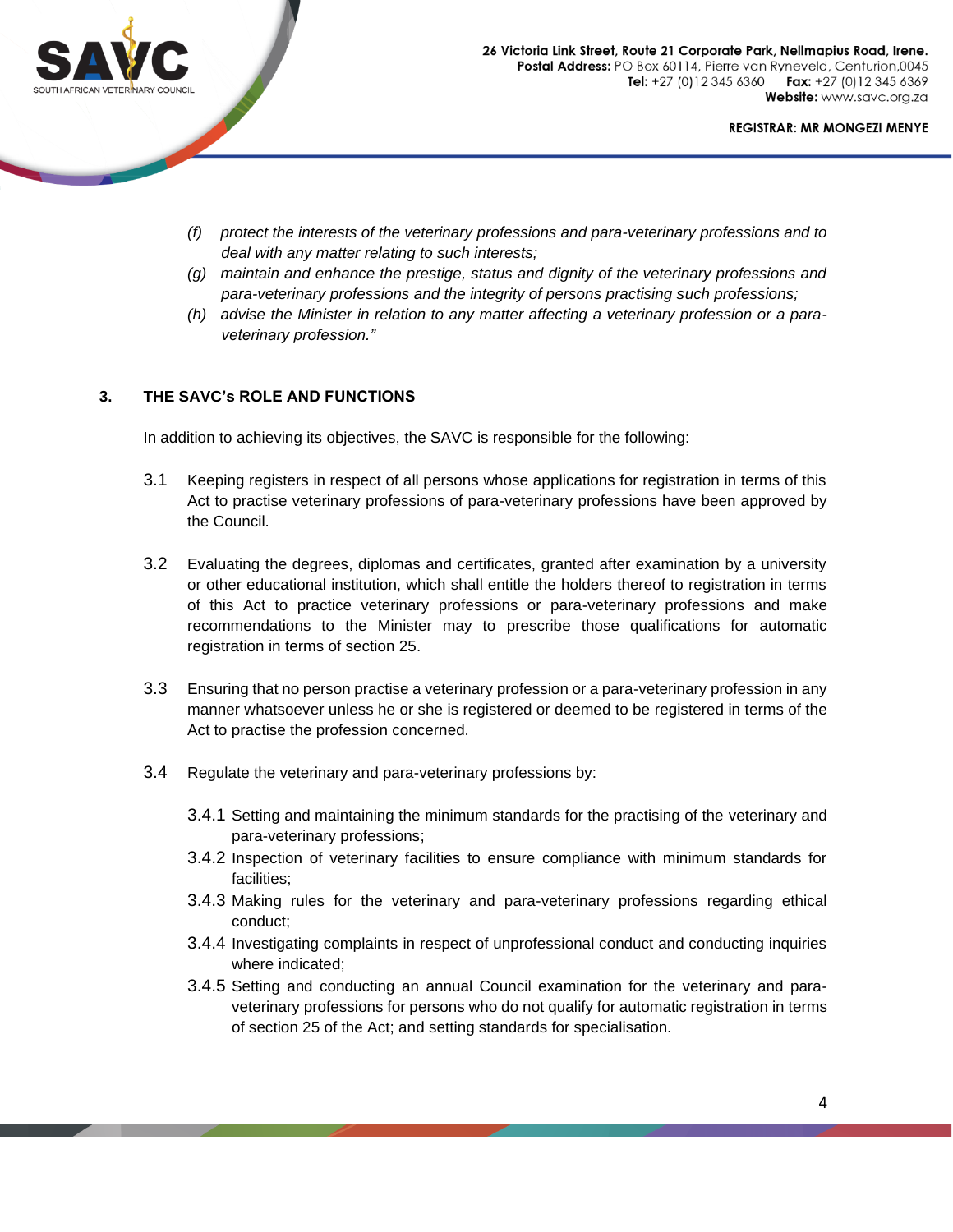*(f) protect the interests of the veterinary professions and para-veterinary professions and to deal with any matter relating to such interests;*

*(g) maintain and enhance the prestige, status and dignity of the veterinary professions and para-veterinary professions and the integrity of persons practising such professions;*

*(h) advise the Minister in relation to any matter affecting a veterinary profession or a para-veterinary profession."*

## 3. THE SAVC's ROLE AND FUNCTIONS

In addition to achieving its objectives, the SAVC is responsible for the following:

3.1 Keeping registers in respect of all persons whose applications for registration in terms of this Act to practise veterinary professions of para-veterinary professions have been approved by the Council.

3.2 Evaluating the degrees, diplomas and certificates, granted after examination by a university or other educational institution, which shall entitle the holders thereof to registration in terms of this Act to practice veterinary professions or para-veterinary professions and make recommendations to the Minister may to prescribe those qualifications for automatic registration in terms of section 25.

3.3 Ensuring that no person practise a veterinary profession or a para-veterinary profession in any manner whatsoever unless he or she is registered or deemed to be registered in terms of the Act to practise the profession concerned.

3.4 Regulate the veterinary and para-veterinary professions by:

3.4.1 Setting and maintaining the minimum standards for the practising of the veterinary and para-veterinary professions;

3.4.2 Inspection of veterinary facilities to ensure compliance with minimum standards for facilities;

3.4.3 Making rules for the veterinary and para-veterinary professions regarding ethical conduct;

3.4.4 Investigating complaints in respect of unprofessional conduct and conducting inquiries where indicated;

3.4.5 Setting and conducting an annual Council examination for the veterinary and para-veterinary professions for persons who do not qualify for automatic registration in terms of section 25 of the Act; and setting standards for specialisation.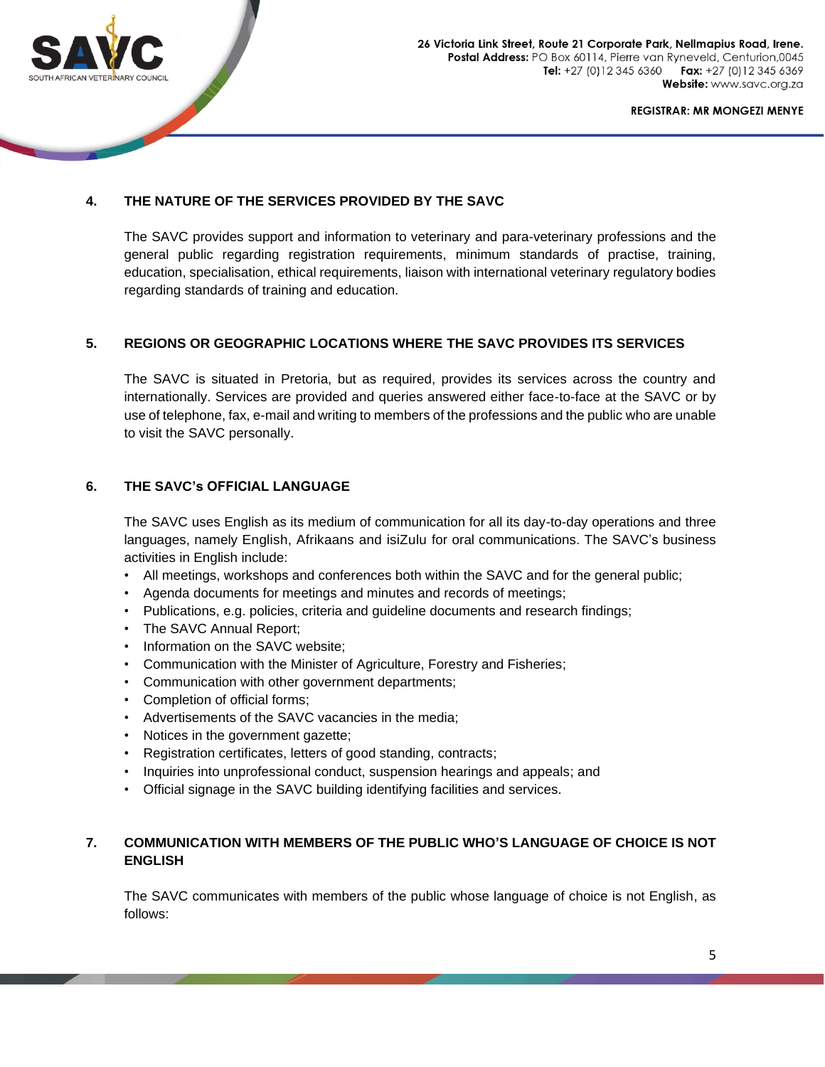## 4. THE NATURE OF THE SERVICES PROVIDED BY THE SAVC

The SAVC provides support and information to veterinary and para-veterinary professions and the general public regarding registration requirements, minimum standards of practise, training, education, specialisation, ethical requirements, liaison with international veterinary regulatory bodies regarding standards of training and education.

## 5. REGIONS OR GEOGRAPHIC LOCATIONS WHERE THE SAVC PROVIDES ITS SERVICES

The SAVC is situated in Pretoria, but as required, provides its services across the country and internationally. Services are provided and queries answered either face-to-face at the SAVC or by use of telephone, fax, e-mail and writing to members of the professions and the public who are unable to visit the SAVC personally.

## 6. THE SAVC's OFFICIAL LANGUAGE

The SAVC uses English as its medium of communication for all its day-to-day operations and three languages, namely English, Afrikaans and isiZulu for oral communications. The SAVC's business activities in English include:

- All meetings, workshops and conferences both within the SAVC and for the general public;
- Agenda documents for meetings and minutes and records of meetings;
- Publications, e.g. policies, criteria and guideline documents and research findings;
- The SAVC Annual Report;
- Information on the SAVC website;
- Communication with the Minister of Agriculture, Forestry and Fisheries;
- Communication with other government departments;
- Completion of official forms;
- Advertisements of the SAVC vacancies in the media;
- Notices in the government gazette;
- Registration certificates, letters of good standing, contracts;
- Inquiries into unprofessional conduct, suspension hearings and appeals; and
- Official signage in the SAVC building identifying facilities and services.

## 7. COMMUNICATION WITH MEMBERS OF THE PUBLIC WHO'S LANGUAGE OF CHOICE IS NOT ENGLISH

The SAVC communicates with members of the public whose language of choice is not English, as follows: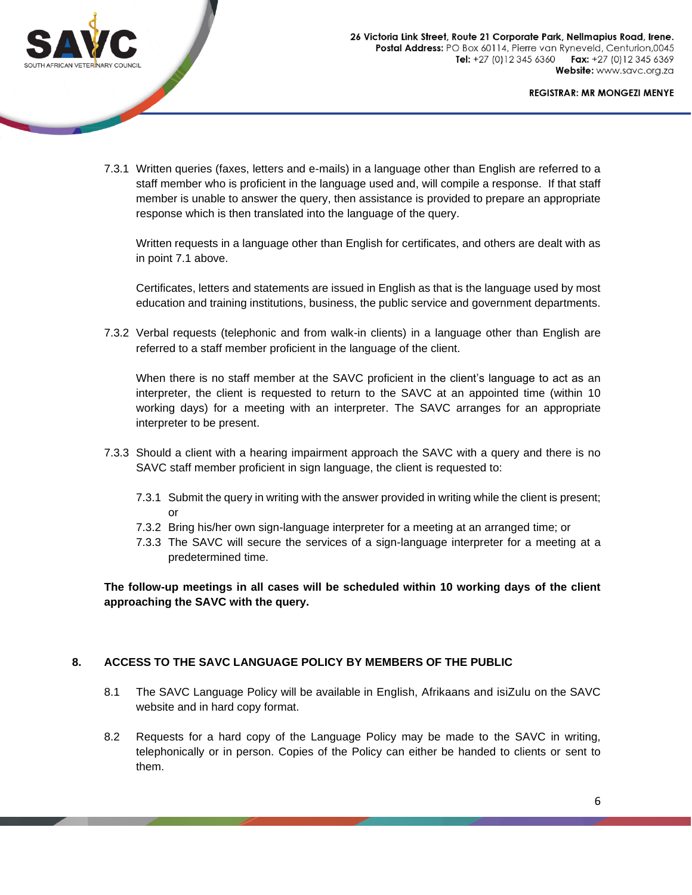7.3.1 Written queries (faxes, letters and e-mails) in a language other than English are referred to a staff member who is proficient in the language used and, will compile a response. If that staff member is unable to answer the query, then assistance is provided to prepare an appropriate response which is then translated into the language of the query.

Written requests in a language other than English for certificates, and others are dealt with as in point 7.1 above.

Certificates, letters and statements are issued in English as that is the language used by most education and training institutions, business, the public service and government departments.

7.3.2 Verbal requests (telephonic and from walk-in clients) in a language other than English are referred to a staff member proficient in the language of the client.

When there is no staff member at the SAVC proficient in the client's language to act as an interpreter, the client is requested to return to the SAVC at an appointed time (within 10 working days) for a meeting with an interpreter. The SAVC arranges for an appropriate interpreter to be present.

7.3.3 Should a client with a hearing impairment approach the SAVC with a query and there is no SAVC staff member proficient in sign language, the client is requested to:

- 7.3.1 Submit the query in writing with the answer provided in writing while the client is present; or
- 7.3.2 Bring his/her own sign-language interpreter for a meeting at an arranged time; or
- 7.3.3 The SAVC will secure the services of a sign-language interpreter for a meeting at a predetermined time.

**The follow-up meetings in all cases will be scheduled within 10 working days of the client approaching the SAVC with the query.**

## 8. ACCESS TO THE SAVC LANGUAGE POLICY BY MEMBERS OF THE PUBLIC

8.1 The SAVC Language Policy will be available in English, Afrikaans and isiZulu on the SAVC website and in hard copy format.

8.2 Requests for a hard copy of the Language Policy may be made to the SAVC in writing, telephonically or in person. Copies of the Policy can either be handed to clients or sent to them.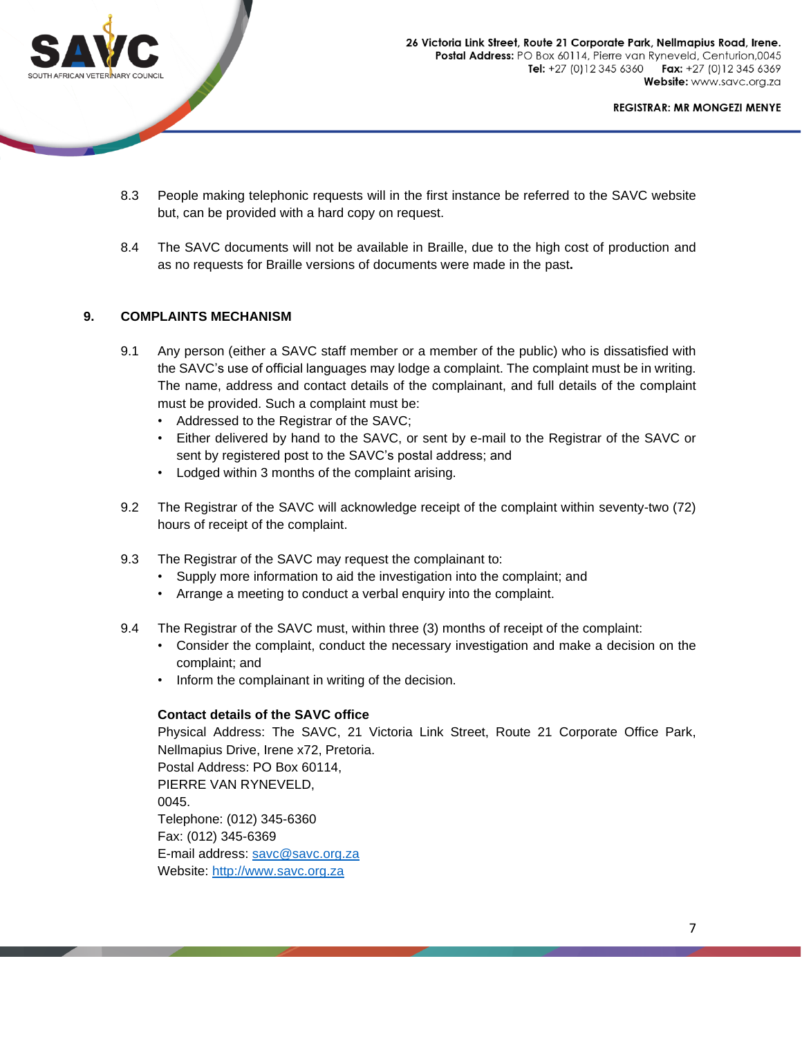8.3 People making telephonic requests will in the first instance be referred to the SAVC website but, can be provided with a hard copy on request.

8.4 The SAVC documents will not be available in Braille, due to the high cost of production and as no requests for Braille versions of documents were made in the past**.**

## 9. COMPLAINTS MECHANISM

9.1 Any person (either a SAVC staff member or a member of the public) who is dissatisfied with the SAVC's use of official languages may lodge a complaint. The complaint must be in writing. The name, address and contact details of the complainant, and full details of the complaint must be provided. Such a complaint must be:

- Addressed to the Registrar of the SAVC;
- Either delivered by hand to the SAVC, or sent by e-mail to the Registrar of the SAVC or sent by registered post to the SAVC's postal address; and
- Lodged within 3 months of the complaint arising.

9.2 The Registrar of the SAVC will acknowledge receipt of the complaint within seventy-two (72) hours of receipt of the complaint.

9.3 The Registrar of the SAVC may request the complainant to:

- Supply more information to aid the investigation into the complaint; and
- Arrange a meeting to conduct a verbal enquiry into the complaint.

9.4 The Registrar of the SAVC must, within three (3) months of receipt of the complaint:

- Consider the complaint, conduct the necessary investigation and make a decision on the complaint; and
- Inform the complainant in writing of the decision.

**Contact details of the SAVC office**

Physical Address: The SAVC, 21 Victoria Link Street, Route 21 Corporate Office Park, Nellmapius Drive, Irene x72, Pretoria.
Postal Address: PO Box 60114,
PIERRE VAN RYNEVELD,
0045.
Telephone: (012) 345-6360
Fax: (012) 345-6369
E-mail address: savc@savc.org.za
Website: http://www.savc.org.za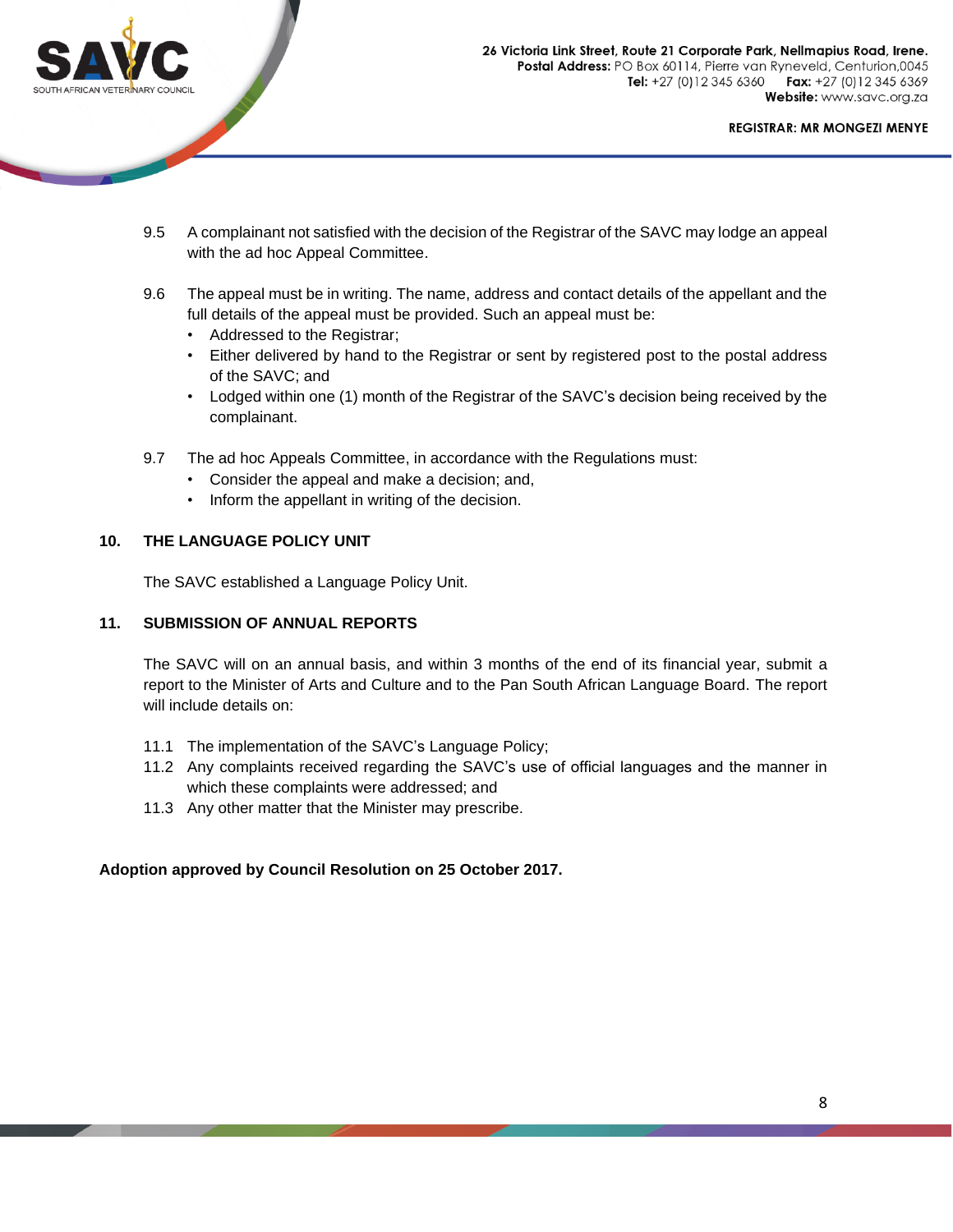9.5 A complainant not satisfied with the decision of the Registrar of the SAVC may lodge an appeal with the ad hoc Appeal Committee.

9.6 The appeal must be in writing. The name, address and contact details of the appellant and the full details of the appeal must be provided. Such an appeal must be:

- Addressed to the Registrar;
- Either delivered by hand to the Registrar or sent by registered post to the postal address of the SAVC; and
- Lodged within one (1) month of the Registrar of the SAVC's decision being received by the complainant.

9.7 The ad hoc Appeals Committee, in accordance with the Regulations must:

- Consider the appeal and make a decision; and,
- Inform the appellant in writing of the decision.

## 10. THE LANGUAGE POLICY UNIT

The SAVC established a Language Policy Unit.

## 11. SUBMISSION OF ANNUAL REPORTS

The SAVC will on an annual basis, and within 3 months of the end of its financial year, submit a report to the Minister of Arts and Culture and to the Pan South African Language Board. The report will include details on:

11.1 The implementation of the SAVC's Language Policy;

11.2 Any complaints received regarding the SAVC's use of official languages and the manner in which these complaints were addressed; and

11.3 Any other matter that the Minister may prescribe.

**Adoption approved by Council Resolution on 25 October 2017.**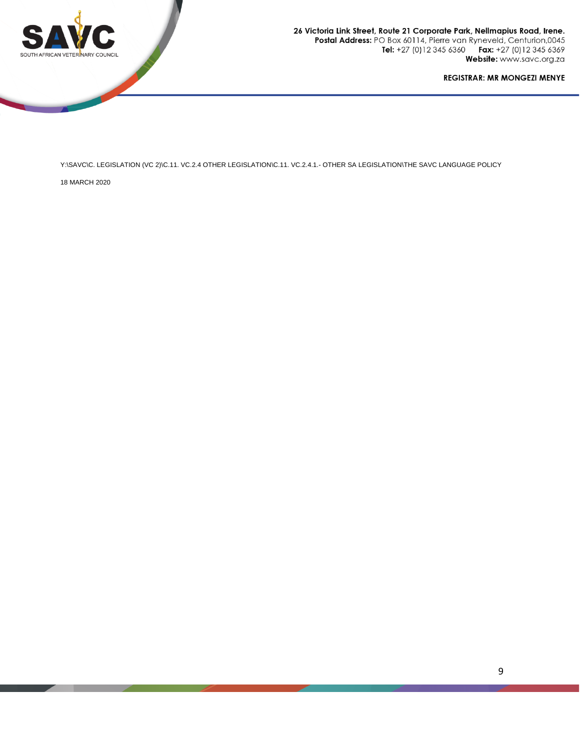Y:\SAVC\C. LEGISLATION (VC 2)\C.11. VC.2.4 OTHER LEGISLATION\C.11. VC.2.4.1.- OTHER SA LEGISLATION\THE SAVC LANGUAGE POLICY

18 MARCH 2020